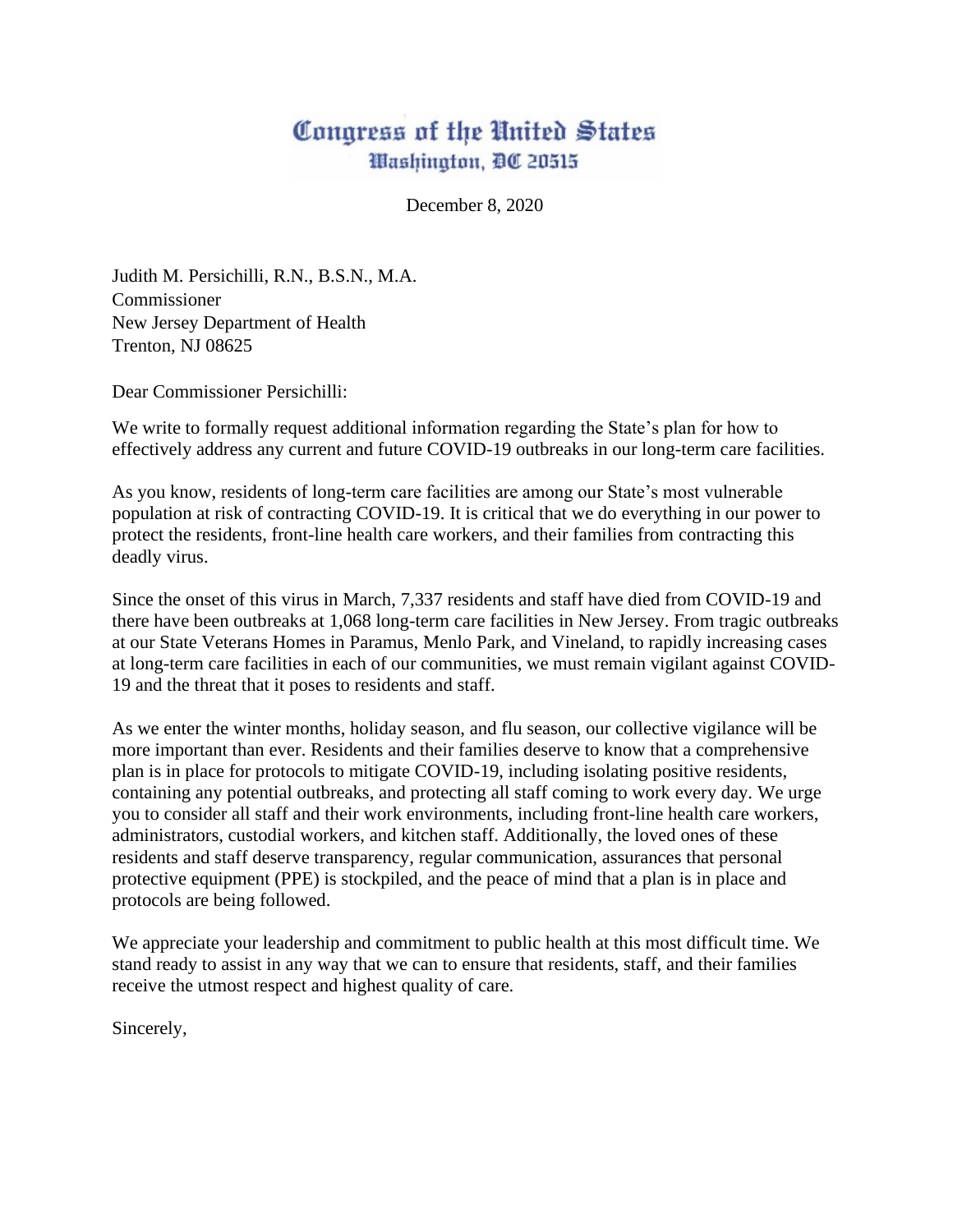# Congress of the United States
## Washington, DC 20515

December 8, 2020

Judith M. Persichilli, R.N., B.S.N., M.A.
Commissioner
New Jersey Department of Health
Trenton, NJ 08625

Dear Commissioner Persichilli:

We write to formally request additional information regarding the State's plan for how to effectively address any current and future COVID-19 outbreaks in our long-term care facilities.

As you know, residents of long-term care facilities are among our State's most vulnerable population at risk of contracting COVID-19. It is critical that we do everything in our power to protect the residents, front-line health care workers, and their families from contracting this deadly virus.

Since the onset of this virus in March, 7,337 residents and staff have died from COVID-19 and there have been outbreaks at 1,068 long-term care facilities in New Jersey. From tragic outbreaks at our State Veterans Homes in Paramus, Menlo Park, and Vineland, to rapidly increasing cases at long-term care facilities in each of our communities, we must remain vigilant against COVID-19 and the threat that it poses to residents and staff.

As we enter the winter months, holiday season, and flu season, our collective vigilance will be more important than ever. Residents and their families deserve to know that a comprehensive plan is in place for protocols to mitigate COVID-19, including isolating positive residents, containing any potential outbreaks, and protecting all staff coming to work every day. We urge you to consider all staff and their work environments, including front-line health care workers, administrators, custodial workers, and kitchen staff. Additionally, the loved ones of these residents and staff deserve transparency, regular communication, assurances that personal protective equipment (PPE) is stockpiled, and the peace of mind that a plan is in place and protocols are being followed.

We appreciate your leadership and commitment to public health at this most difficult time. We stand ready to assist in any way that we can to ensure that residents, staff, and their families receive the utmost respect and highest quality of care.

Sincerely,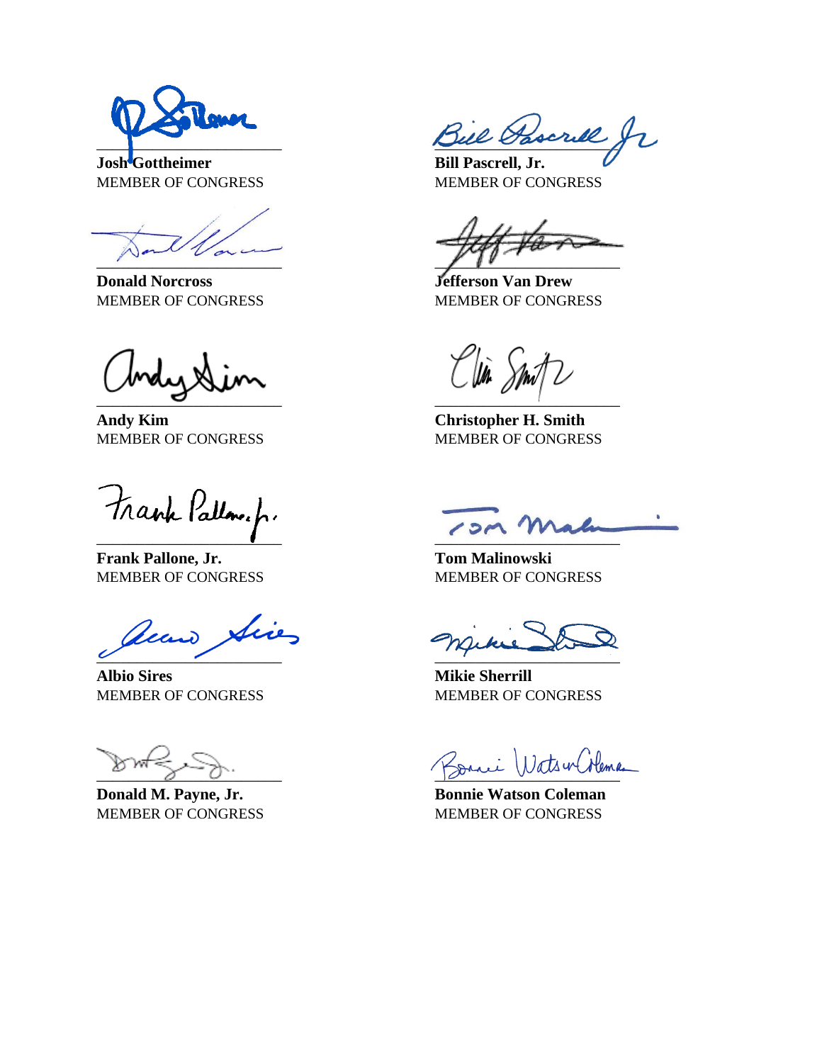**Josh Gottheimer**
MEMBER OF CONGRESS

**Bill Pascrell, Jr.**
MEMBER OF CONGRESS

**Donald Norcross**
MEMBER OF CONGRESS

**Jefferson Van Drew**
MEMBER OF CONGRESS

**Andy Kim**
MEMBER OF CONGRESS

**Christopher H. Smith**
MEMBER OF CONGRESS

**Frank Pallone, Jr.**
MEMBER OF CONGRESS

**Tom Malinowski**
MEMBER OF CONGRESS

**Albio Sires**
MEMBER OF CONGRESS

**Mikie Sherrill**
MEMBER OF CONGRESS

**Donald M. Payne, Jr.**
MEMBER OF CONGRESS

**Bonnie Watson Coleman**
MEMBER OF CONGRESS